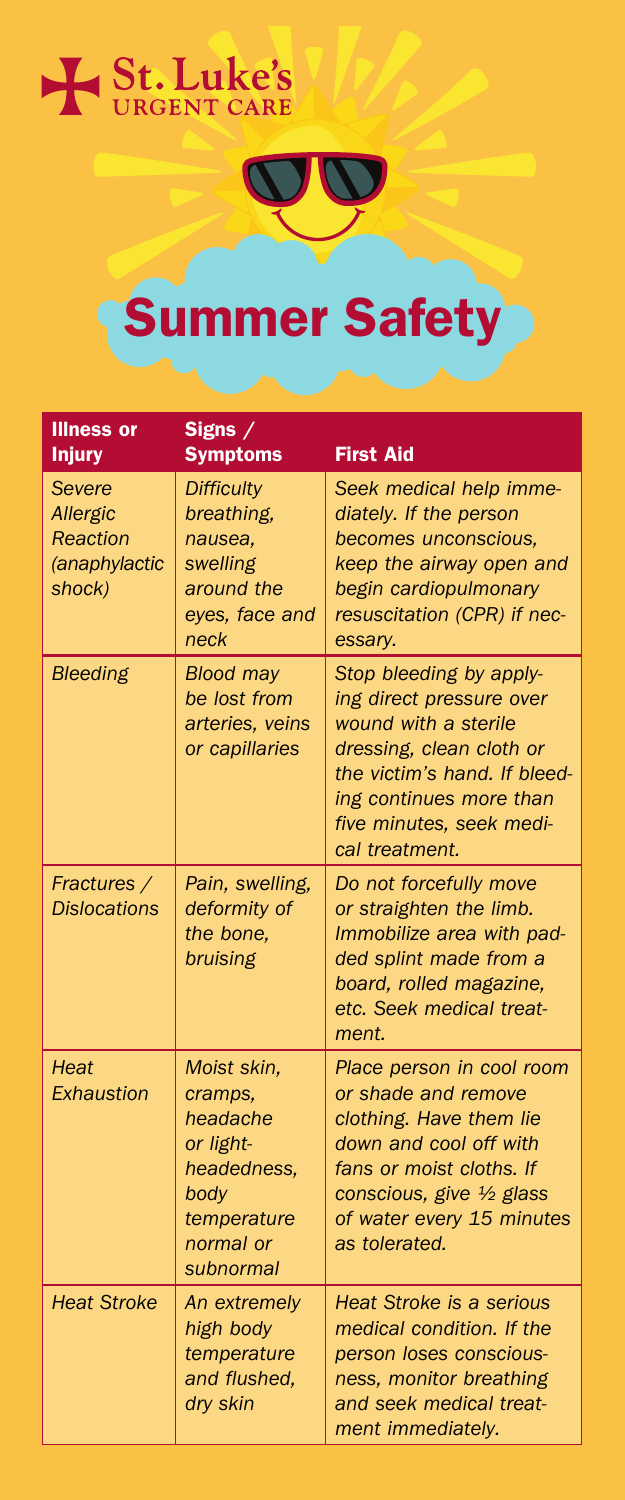St. Luke's URGENT CARE

# Summer Safety

| Illness or Injury | Signs / Symptoms | First Aid |
| --- | --- | --- |
| *Severe Allergic Reaction (anaphylactic shock)* | *Difficulty breathing, nausea, swelling around the eyes, face and neck* | *Seek medical help immediately. If the person becomes unconscious, keep the airway open and begin cardiopulmonary resuscitation (CPR) if necessary.* |
| *Bleeding* | *Blood may be lost from arteries, veins or capillaries* | *Stop bleeding by applying direct pressure over wound with a sterile dressing, clean cloth or the victim's hand. If bleeding continues more than five minutes, seek medical treatment.* |
| *Fractures / Dislocations* | *Pain, swelling, deformity of the bone, bruising* | *Do not forcefully move or straighten the limb. Immobilize area with padded splint made from a board, rolled magazine, etc. Seek medical treatment.* |
| *Heat Exhaustion* | *Moist skin, cramps, headache or light-headedness, body temperature normal or subnormal* | *Place person in cool room or shade and remove clothing. Have them lie down and cool off with fans or moist cloths. If conscious, give ½ glass of water every 15 minutes as tolerated.* |
| *Heat Stroke* | *An extremely high body temperature and flushed, dry skin* | *Heat Stroke is a serious medical condition. If the person loses consciousness, monitor breathing and seek medical treatment immediately.* |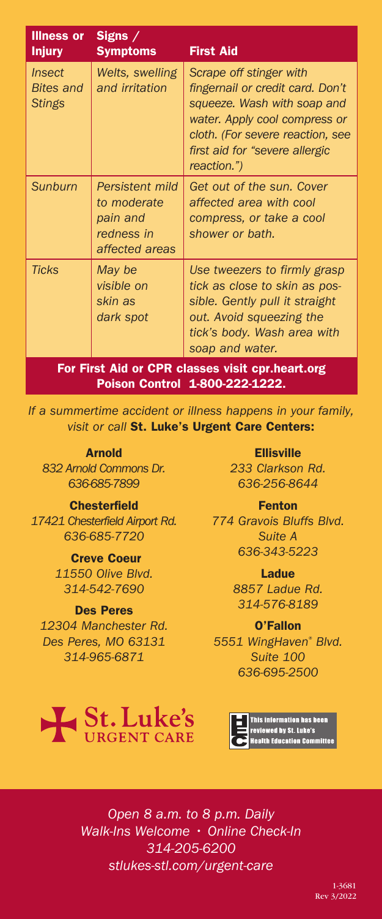| Illness or Injury | Signs / Symptoms | First Aid |
|---|---|---|
| *Insect Bites and Stings* | *Welts, swelling and irritation* | *Scrape off stinger with fingernail or credit card. Don't squeeze. Wash with soap and water. Apply cool compress or cloth. (For severe reaction, see first aid for "severe allergic reaction.")* |
| *Sunburn* | *Persistent mild to moderate pain and redness in affected areas* | *Get out of the sun. Cover affected area with cool compress, or take a cool shower or bath.* |
| *Ticks* | *May be visible on skin as dark spot* | *Use tweezers to firmly grasp tick as close to skin as possible. Gently pull it straight out. Avoid squeezing the tick's body. Wash area with soap and water.* |

**For First Aid or CPR classes visit cpr.heart.org**
**Poison Control 1-800-222-1222.**

*If a summertime accident or illness happens in your family, visit or call* **St. Luke's Urgent Care Centers:**

**Arnold**
*832 Arnold Commons Dr.*
*636-685-7899*

**Chesterfield**
*17421 Chesterfield Airport Rd.*
*636-685-7720*

**Creve Coeur**
*11550 Olive Blvd.*
*314-542-7690*

**Des Peres**
*12304 Manchester Rd.*
*Des Peres, MO 63131*
*314-965-6871*

**Ellisville**
*233 Clarkson Rd.*
*636-256-8644*

**Fenton**
*774 Gravois Bluffs Blvd.*
*Suite A*
*636-343-5223*

**Ladue**
*8857 Ladue Rd.*
*314-576-8189*

**O'Fallon**
*5551 WingHaven® Blvd.*
*Suite 100*
*636-695-2500*

St. Luke's URGENT CARE

This information has been reviewed by St. Luke's Health Education Committee

*Open 8 a.m. to 8 p.m. Daily*
*Walk-Ins Welcome • Online Check-In*
*314-205-6200*
*stlukes-stl.com/urgent-care*

1-3681
Rev 3/2022